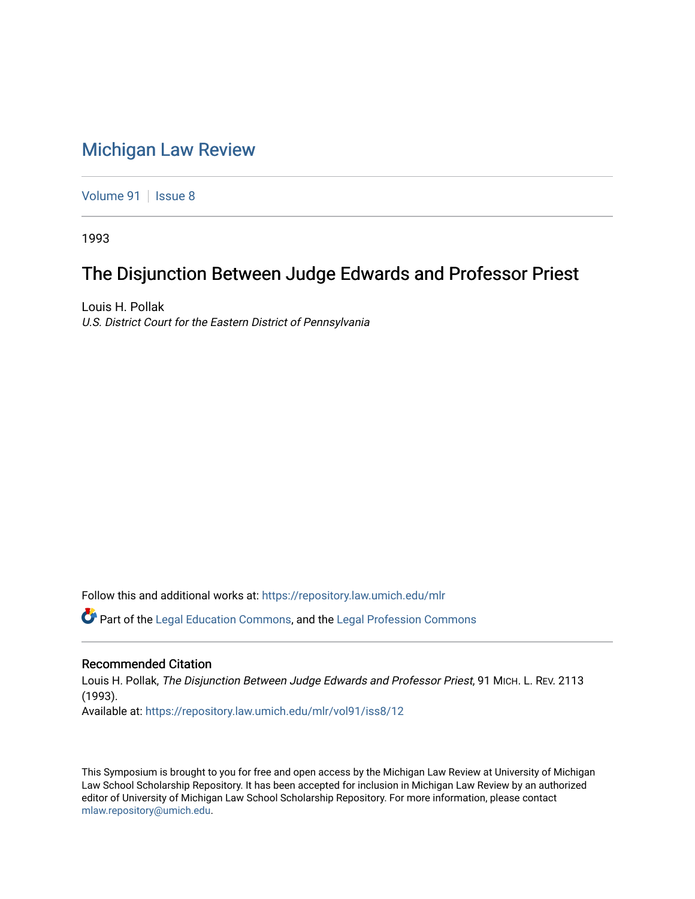# Michigan Law Review

Volume 91 | Issue 8

1993

## The Disjunction Between Judge Edwards and Professor Priest

Louis H. Pollak
*U.S. District Court for the Eastern District of Pennsylvania*

Follow this and additional works at: https://repository.law.umich.edu/mlr

Part of the Legal Education Commons, and the Legal Profession Commons

### Recommended Citation

Louis H. Pollak, *The Disjunction Between Judge Edwards and Professor Priest*, 91 MICH. L. REV. 2113 (1993).
Available at: https://repository.law.umich.edu/mlr/vol91/iss8/12

This Symposium is brought to you for free and open access by the Michigan Law Review at University of Michigan Law School Scholarship Repository. It has been accepted for inclusion in Michigan Law Review by an authorized editor of University of Michigan Law School Scholarship Repository. For more information, please contact mlaw.repository@umich.edu.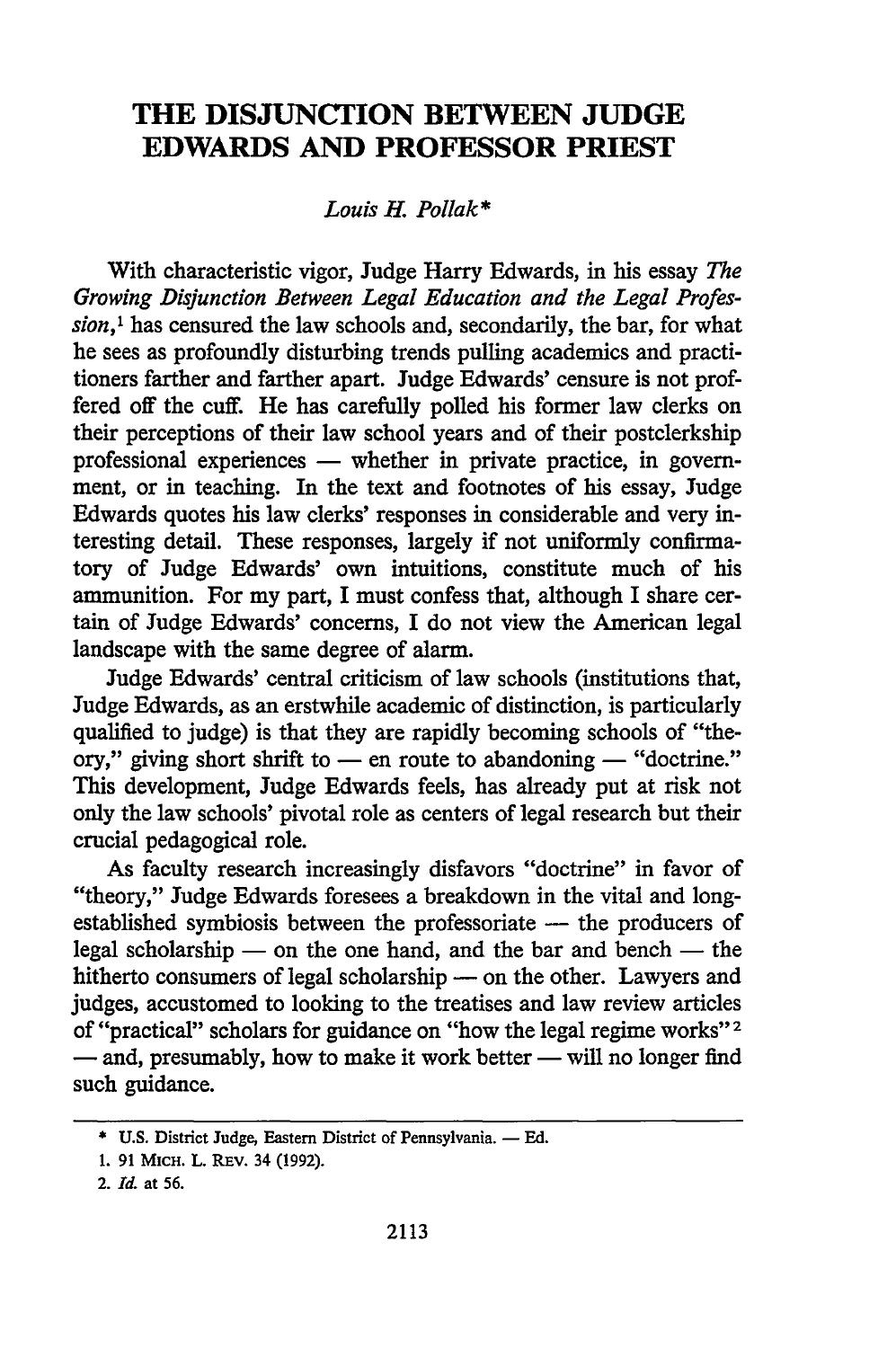# THE DISJUNCTION BETWEEN JUDGE EDWARDS AND PROFESSOR PRIEST

*Louis H. Pollak\**

With characteristic vigor, Judge Harry Edwards, in his essay *The Growing Disjunction Between Legal Education and the Legal Profession*,[1] has censured the law schools and, secondarily, the bar, for what he sees as profoundly disturbing trends pulling academics and practitioners farther and farther apart. Judge Edwards' censure is not proffered off the cuff. He has carefully polled his former law clerks on their perceptions of their law school years and of their postclerkship professional experiences — whether in private practice, in government, or in teaching. In the text and footnotes of his essay, Judge Edwards quotes his law clerks' responses in considerable and very interesting detail. These responses, largely if not uniformly confirmatory of Judge Edwards' own intuitions, constitute much of his ammunition. For my part, I must confess that, although I share certain of Judge Edwards' concerns, I do not view the American legal landscape with the same degree of alarm.

Judge Edwards' central criticism of law schools (institutions that, Judge Edwards, as an erstwhile academic of distinction, is particularly qualified to judge) is that they are rapidly becoming schools of "theory," giving short shrift to — en route to abandoning — "doctrine." This development, Judge Edwards feels, has already put at risk not only the law schools' pivotal role as centers of legal research but their crucial pedagogical role.

As faculty research increasingly disfavors "doctrine" in favor of "theory," Judge Edwards foresees a breakdown in the vital and long-established symbiosis between the professoriate — the producers of legal scholarship — on the one hand, and the bar and bench — the hitherto consumers of legal scholarship — on the other. Lawyers and judges, accustomed to looking to the treatises and law review articles of "practical" scholars for guidance on "how the legal regime works"[2] — and, presumably, how to make it work better — will no longer find such guidance.

---

\* U.S. District Judge, Eastern District of Pennsylvania. — Ed.

1. 91 MICH. L. REV. 34 (1992).

2. *Id.* at 56.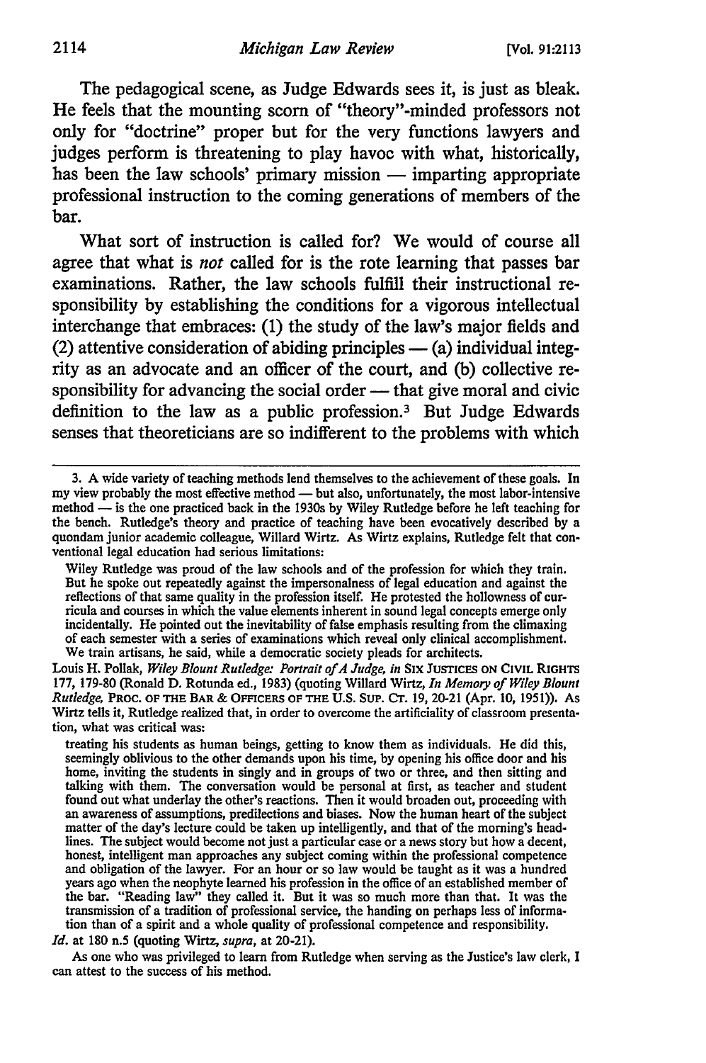The pedagogical scene, as Judge Edwards sees it, is just as bleak. He feels that the mounting scorn of "theory"-minded professors not only for "doctrine" proper but for the very functions lawyers and judges perform is threatening to play havoc with what, historically, has been the law schools' primary mission — imparting appropriate professional instruction to the coming generations of members of the bar.

What sort of instruction is called for? We would of course all agree that what is *not* called for is the rote learning that passes bar examinations. Rather, the law schools fulfill their instructional responsibility by establishing the conditions for a vigorous intellectual interchange that embraces: (1) the study of the law's major fields and (2) attentive consideration of abiding principles — (a) individual integrity as an advocate and an officer of the court, and (b) collective responsibility for advancing the social order — that give moral and civic definition to the law as a public profession.[3] But Judge Edwards senses that theoreticians are so indifferent to the problems with which

---

3. A wide variety of teaching methods lend themselves to the achievement of these goals. In my view probably the most effective method — but also, unfortunately, the most labor-intensive method — is the one practiced back in the 1930s by Wiley Rutledge before he left teaching for the bench. Rutledge's theory and practice of teaching have been evocatively described by a quondam junior academic colleague, Willard Wirtz. As Wirtz explains, Rutledge felt that conventional legal education had serious limitations:

> Wiley Rutledge was proud of the law schools and of the profession for which they train. But he spoke out repeatedly against the impersonalness of legal education and against the reflections of that same quality in the profession itself. He protested the hollowness of curricula and courses in which the value elements inherent in sound legal concepts emerge only incidentally. He pointed out the inevitability of false emphasis resulting from the climaxing of each semester with a series of examinations which reveal only clinical accomplishment. We train artisans, he said, while a democratic society pleads for architects.

Louis H. Pollak, *Wiley Blount Rutledge: Portrait of A Judge*, *in* SIX JUSTICES ON CIVIL RIGHTS 177, 179-80 (Ronald D. Rotunda ed., 1983) (quoting Willard Wirtz, *In Memory of Wiley Blount Rutledge*, PROC. OF THE BAR & OFFICERS OF THE U.S. SUP. CT. 19, 20-21 (Apr. 10, 1951)). As Wirtz tells it, Rutledge realized that, in order to overcome the artificiality of classroom presentation, what was critical was:

> treating his students as human beings, getting to know them as individuals. He did this, seemingly oblivious to the other demands upon his time, by opening his office door and his home, inviting the students in singly and in groups of two or three, and then sitting and talking with them. The conversation would be personal at first, as teacher and student found out what underlay the other's reactions. Then it would broaden out, proceeding with an awareness of assumptions, predilections and biases. Now the human heart of the subject matter of the day's lecture could be taken up intelligently, and that of the morning's headlines. The subject would become not just a particular case or a news story but how a decent, honest, intelligent man approaches any subject coming within the professional competence and obligation of the lawyer. For an hour or so law would be taught as it was a hundred years ago when the neophyte learned his profession in the office of an established member of the bar. "Reading law" they called it. But it was so much more than that. It was the transmission of a tradition of professional service, the handing on perhaps less of information than of a spirit and a whole quality of professional competence and responsibility.

*Id.* at 180 n.5 (quoting Wirtz, *supra*, at 20-21).

As one who was privileged to learn from Rutledge when serving as the Justice's law clerk, I can attest to the success of his method.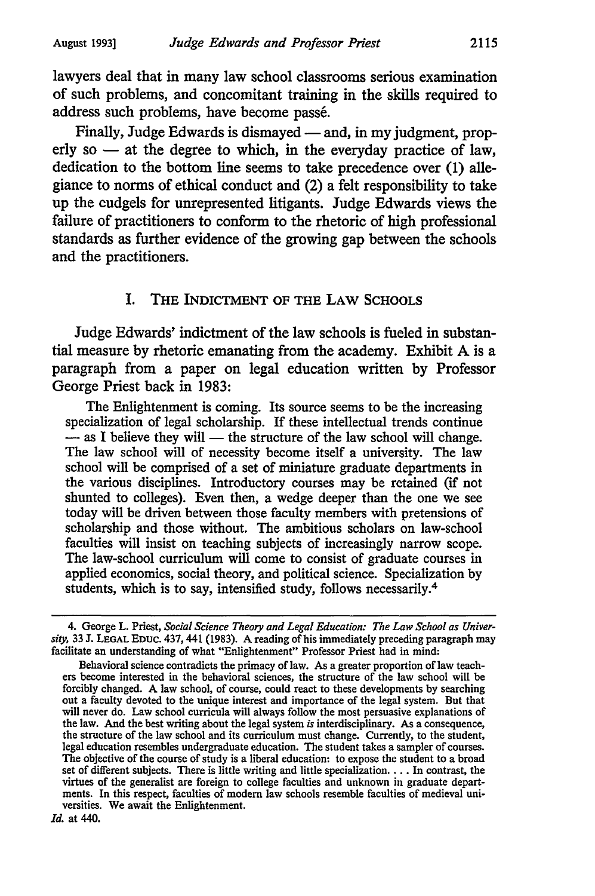lawyers deal that in many law school classrooms serious examination of such problems, and concomitant training in the skills required to address such problems, have become passé.

Finally, Judge Edwards is dismayed — and, in my judgment, properly so — at the degree to which, in the everyday practice of law, dedication to the bottom line seems to take precedence over (1) allegiance to norms of ethical conduct and (2) a felt responsibility to take up the cudgels for unrepresented litigants. Judge Edwards views the failure of practitioners to conform to the rhetoric of high professional standards as further evidence of the growing gap between the schools and the practitioners.

## I. The Indictment of the Law Schools

Judge Edwards' indictment of the law schools is fueled in substantial measure by rhetoric emanating from the academy. Exhibit A is a paragraph from a paper on legal education written by Professor George Priest back in 1983:

> The Enlightenment is coming. Its source seems to be the increasing specialization of legal scholarship. If these intellectual trends continue — as I believe they will — the structure of the law school will change. The law school will of necessity become itself a university. The law school will be comprised of a set of miniature graduate departments in the various disciplines. Introductory courses may be retained (if not shunted to colleges). Even then, a wedge deeper than the one we see today will be driven between those faculty members with pretensions of scholarship and those without. The ambitious scholars on law-school faculties will insist on teaching subjects of increasingly narrow scope. The law-school curriculum will come to consist of graduate courses in applied economics, social theory, and political science. Specialization by students, which is to say, intensified study, follows necessarily.[4]

---

4. George L. Priest, *Social Science Theory and Legal Education: The Law School as University*, 33 J. Legal Educ. 437, 441 (1983). A reading of his immediately preceding paragraph may facilitate an understanding of what "Enlightenment" Professor Priest had in mind:

> Behavioral science contradicts the primacy of law. As a greater proportion of law teachers become interested in the behavioral sciences, the structure of the law school will be forcibly changed. A law school, of course, could react to these developments by searching out a faculty devoted to the unique interest and importance of the legal system. But that will never do. Law school curricula will always follow the most persuasive explanations of the law. And the best writing about the legal system *is* interdisciplinary. As a consequence, the structure of the law school and its curriculum must change. Currently, to the student, legal education resembles undergraduate education. The student takes a sampler of courses. The objective of the course of study is a liberal education: to expose the student to a broad set of different subjects. There is little writing and little specialization. . . . In contrast, the virtues of the generalist are foreign to college faculties and unknown in graduate departments. In this respect, faculties of modern law schools resemble faculties of medieval universities. We await the Enlightenment.

*Id.* at 440.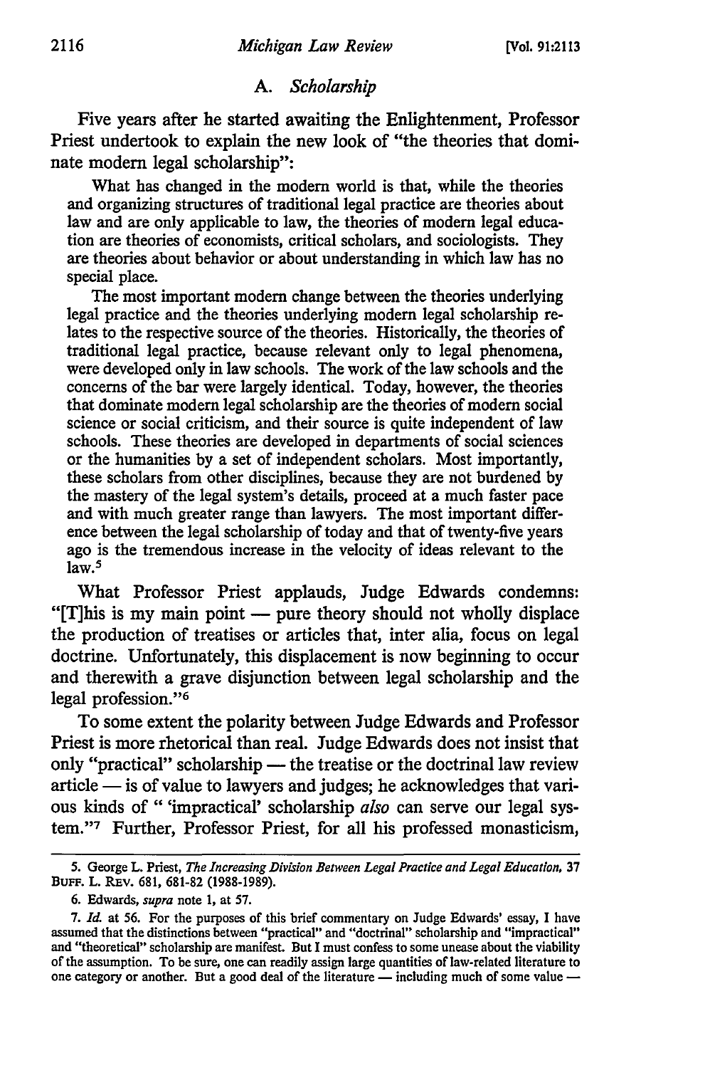### A. *Scholarship*

Five years after he started awaiting the Enlightenment, Professor Priest undertook to explain the new look of "the theories that dominate modern legal scholarship":

> What has changed in the modern world is that, while the theories and organizing structures of traditional legal practice are theories about law and are only applicable to law, the theories of modern legal education are theories of economists, critical scholars, and sociologists. They are theories about behavior or about understanding in which law has no special place.
>
> The most important modern change between the theories underlying legal practice and the theories underlying modern legal scholarship relates to the respective source of the theories. Historically, the theories of traditional legal practice, because relevant only to legal phenomena, were developed only in law schools. The work of the law schools and the concerns of the bar were largely identical. Today, however, the theories that dominate modern legal scholarship are the theories of modern social science or social criticism, and their source is quite independent of law schools. These theories are developed in departments of social sciences or the humanities by a set of independent scholars. Most importantly, these scholars from other disciplines, because they are not burdened by the mastery of the legal system's details, proceed at a much faster pace and with much greater range than lawyers. The most important difference between the legal scholarship of today and that of twenty-five years ago is the tremendous increase in the velocity of ideas relevant to the law.[5]

What Professor Priest applauds, Judge Edwards condemns: "[T]his is my main point — pure theory should not wholly displace the production of treatises or articles that, inter alia, focus on legal doctrine. Unfortunately, this displacement is now beginning to occur and therewith a grave disjunction between legal scholarship and the legal profession."[6]

To some extent the polarity between Judge Edwards and Professor Priest is more rhetorical than real. Judge Edwards does not insist that only "practical" scholarship — the treatise or the doctrinal law review article — is of value to lawyers and judges; he acknowledges that various kinds of " 'impractical' scholarship *also* can serve our legal system."[7] Further, Professor Priest, for all his professed monasticism,

---

5. George L. Priest, *The Increasing Division Between Legal Practice and Legal Education*, 37 BUFF. L. REV. 681, 681-82 (1988-1989).

6. Edwards, *supra* note 1, at 57.

7. *Id.* at 56. For the purposes of this brief commentary on Judge Edwards' essay, I have assumed that the distinctions between "practical" and "doctrinal" scholarship and "impractical" and "theoretical" scholarship are manifest. But I must confess to some unease about the viability of the assumption. To be sure, one can readily assign large quantities of law-related literature to one category or another. But a good deal of the literature — including much of some value —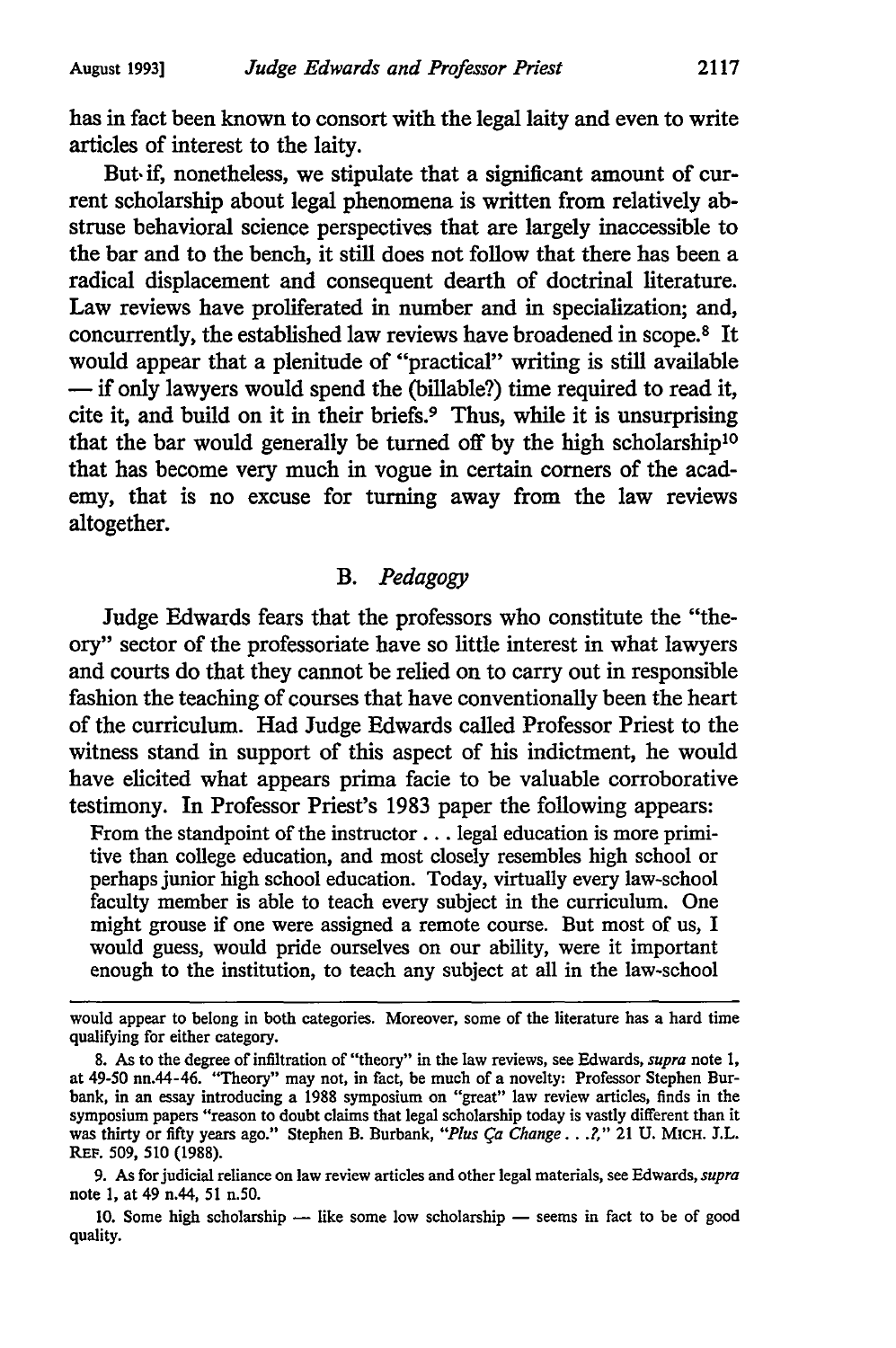has in fact been known to consort with the legal laity and even to write articles of interest to the laity.

But if, nonetheless, we stipulate that a significant amount of current scholarship about legal phenomena is written from relatively abstruse behavioral science perspectives that are largely inaccessible to the bar and to the bench, it still does not follow that there has been a radical displacement and consequent dearth of doctrinal literature. Law reviews have proliferated in number and in specialization; and, concurrently, the established law reviews have broadened in scope.[8] It would appear that a plenitude of "practical" writing is still available — if only lawyers would spend the (billable?) time required to read it, cite it, and build on it in their briefs.[9] Thus, while it is unsurprising that the bar would generally be turned off by the high scholarship[10] that has become very much in vogue in certain corners of the academy, that is no excuse for turning away from the law reviews altogether.

## B. *Pedagogy*

Judge Edwards fears that the professors who constitute the "theory" sector of the professoriate have so little interest in what lawyers and courts do that they cannot be relied on to carry out in responsible fashion the teaching of courses that have conventionally been the heart of the curriculum. Had Judge Edwards called Professor Priest to the witness stand in support of this aspect of his indictment, he would have elicited what appears prima facie to be valuable corroborative testimony. In Professor Priest's 1983 paper the following appears:

> From the standpoint of the instructor . . . legal education is more primitive than college education, and most closely resembles high school or perhaps junior high school education. Today, virtually every law-school faculty member is able to teach every subject in the curriculum. One might grouse if one were assigned a remote course. But most of us, I would guess, would pride ourselves on our ability, were it important enough to the institution, to teach any subject at all in the law-school

---

would appear to belong in both categories. Moreover, some of the literature has a hard time qualifying for either category.

8. As to the degree of infiltration of "theory" in the law reviews, see Edwards, *supra* note 1, at 49-50 nn.44-46. "Theory" may not, in fact, be much of a novelty: Professor Stephen Burbank, in an essay introducing a 1988 symposium on "great" law review articles, finds in the symposium papers "reason to doubt claims that legal scholarship today is vastly different than it was thirty or fifty years ago." Stephen B. Burbank, *"Plus Ça Change . . .?,"* 21 U. MICH. J.L. REF. 509, 510 (1988).

9. As for judicial reliance on law review articles and other legal materials, see Edwards, *supra* note 1, at 49 n.44, 51 n.50.

10. Some high scholarship — like some low scholarship — seems in fact to be of good quality.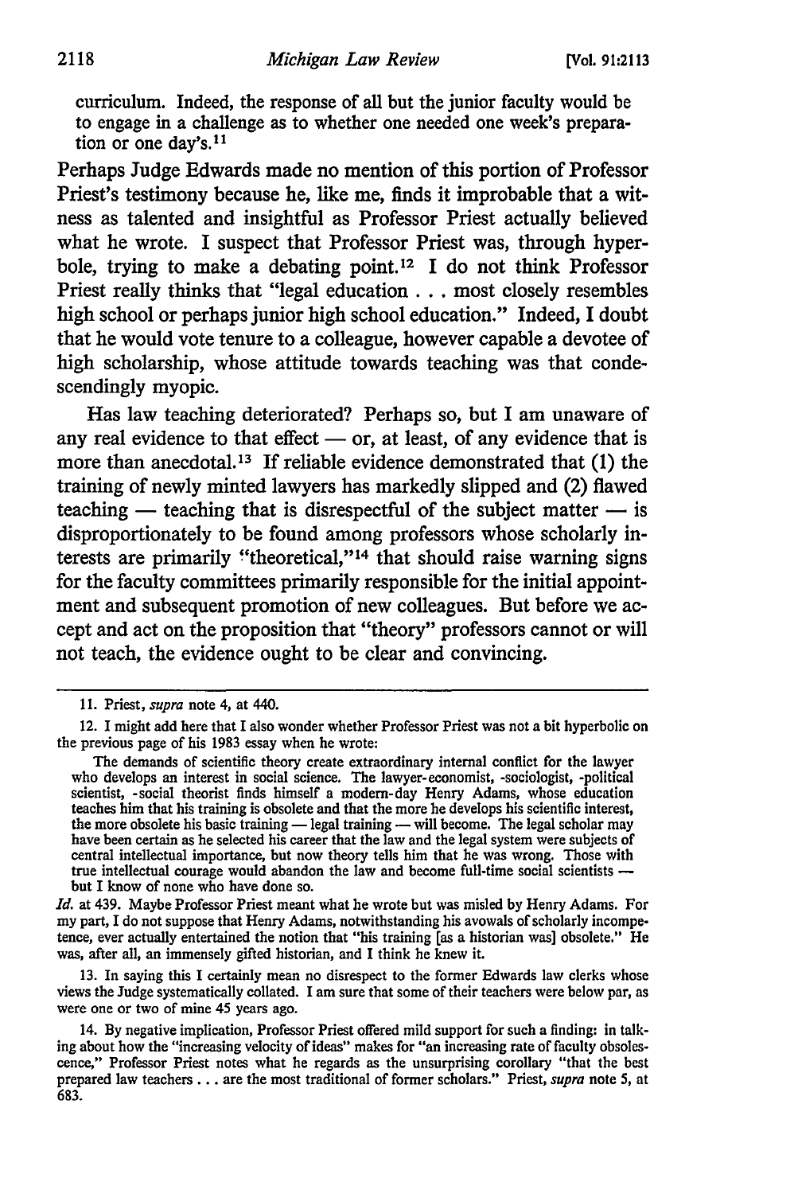curriculum. Indeed, the response of all but the junior faculty would be to engage in a challenge as to whether one needed one week's preparation or one day's.[11]

Perhaps Judge Edwards made no mention of this portion of Professor Priest's testimony because he, like me, finds it improbable that a witness as talented and insightful as Professor Priest actually believed what he wrote. I suspect that Professor Priest was, through hyperbole, trying to make a debating point.[12] I do not think Professor Priest really thinks that "legal education . . . most closely resembles high school or perhaps junior high school education." Indeed, I doubt that he would vote tenure to a colleague, however capable a devotee of high scholarship, whose attitude towards teaching was that condescendingly myopic.

Has law teaching deteriorated? Perhaps so, but I am unaware of any real evidence to that effect — or, at least, of any evidence that is more than anecdotal.[13] If reliable evidence demonstrated that (1) the training of newly minted lawyers has markedly slipped and (2) flawed teaching — teaching that is disrespectful of the subject matter — is disproportionately to be found among professors whose scholarly interests are primarily "theoretical,"[14] that should raise warning signs for the faculty committees primarily responsible for the initial appointment and subsequent promotion of new colleagues. But before we accept and act on the proposition that "theory" professors cannot or will not teach, the evidence ought to be clear and convincing.

---

11. Priest, *supra* note 4, at 440.

12. I might add here that I also wonder whether Professor Priest was not a bit hyperbolic on the previous page of his 1983 essay when he wrote:

> The demands of scientific theory create extraordinary internal conflict for the lawyer who develops an interest in social science. The lawyer-economist, -sociologist, -political scientist, -social theorist finds himself a modern-day Henry Adams, whose education teaches him that his training is obsolete and that the more he develops his scientific interest, the more obsolete his basic training — legal training — will become. The legal scholar may have been certain as he selected his career that the law and the legal system were subjects of central intellectual importance, but now theory tells him that he was wrong. Those with true intellectual courage would abandon the law and become full-time social scientists — but I know of none who have done so.

*Id.* at 439. Maybe Professor Priest meant what he wrote but was misled by Henry Adams. For my part, I do not suppose that Henry Adams, notwithstanding his avowals of scholarly incompetence, ever actually entertained the notion that "his training [as a historian was] obsolete." He was, after all, an immensely gifted historian, and I think he knew it.

13. In saying this I certainly mean no disrespect to the former Edwards law clerks whose views the Judge systematically collated. I am sure that some of their teachers were below par, as were one or two of mine 45 years ago.

14. By negative implication, Professor Priest offered mild support for such a finding: in talking about how the "increasing velocity of ideas" makes for "an increasing rate of faculty obsolescence," Professor Priest notes what he regards as the unsurprising corollary "that the best prepared law teachers . . . are the most traditional of former scholars." Priest, *supra* note 5, at 683.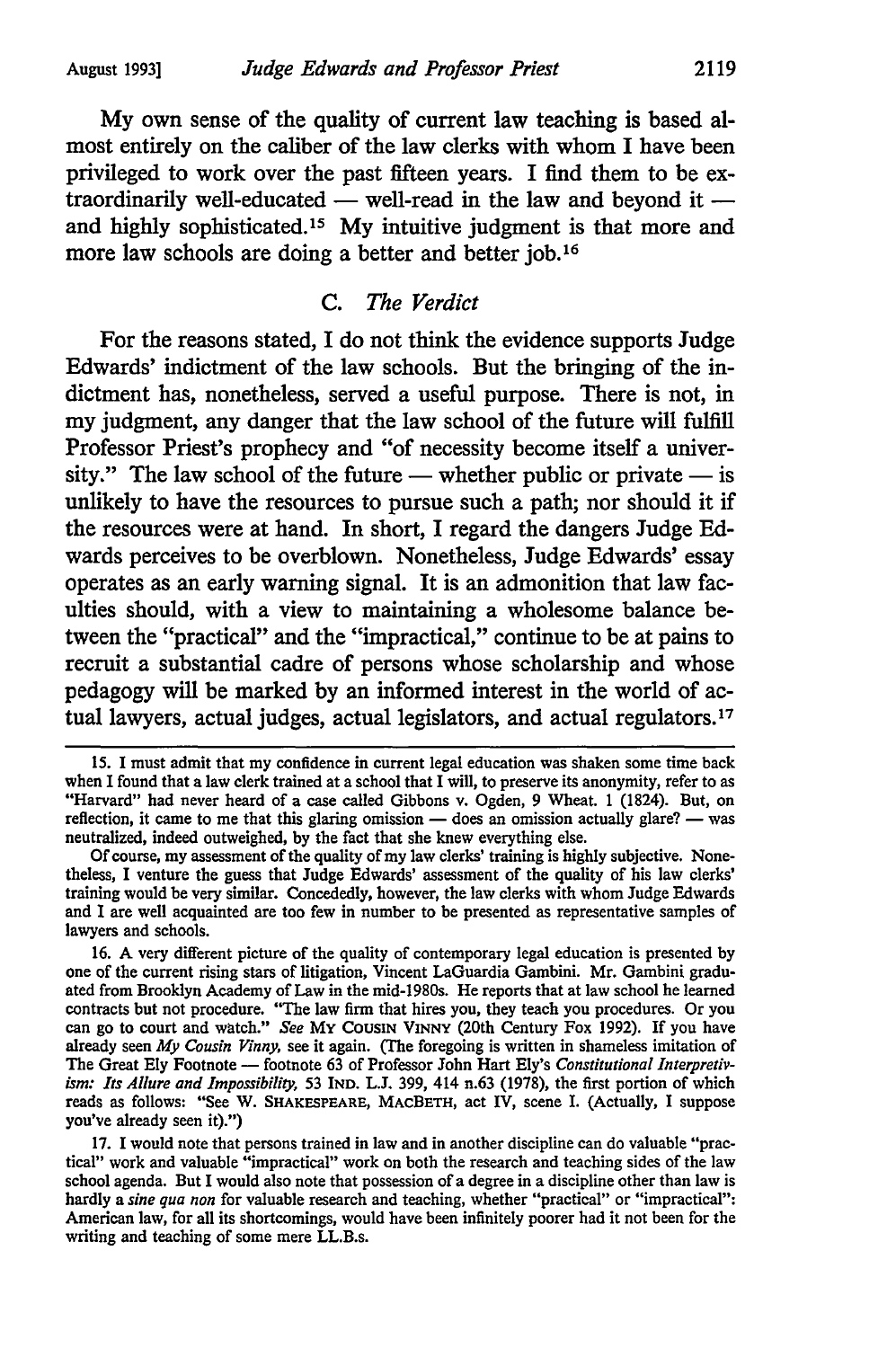My own sense of the quality of current law teaching is based almost entirely on the caliber of the law clerks with whom I have been privileged to work over the past fifteen years. I find them to be extraordinarily well-educated — well-read in the law and beyond it — and highly sophisticated.[15] My intuitive judgment is that more and more law schools are doing a better and better job.[16]

### C. *The Verdict*

For the reasons stated, I do not think the evidence supports Judge Edwards' indictment of the law schools. But the bringing of the indictment has, nonetheless, served a useful purpose. There is not, in my judgment, any danger that the law school of the future will fulfill Professor Priest's prophecy and "of necessity become itself a university." The law school of the future — whether public or private — is unlikely to have the resources to pursue such a path; nor should it if the resources were at hand. In short, I regard the dangers Judge Edwards perceives to be overblown. Nonetheless, Judge Edwards' essay operates as an early warning signal. It is an admonition that law faculties should, with a view to maintaining a wholesome balance between the "practical" and the "impractical," continue to be at pains to recruit a substantial cadre of persons whose scholarship and whose pedagogy will be marked by an informed interest in the world of actual lawyers, actual judges, actual legislators, and actual regulators.[17]

---

15. I must admit that my confidence in current legal education was shaken some time back when I found that a law clerk trained at a school that I will, to preserve its anonymity, refer to as "Harvard" had never heard of a case called Gibbons v. Ogden, 9 Wheat. 1 (1824). But, on reflection, it came to me that this glaring omission — does an omission actually glare? — was neutralized, indeed outweighed, by the fact that she knew everything else.

Of course, my assessment of the quality of my law clerks' training is highly subjective. Nonetheless, I venture the guess that Judge Edwards' assessment of the quality of his law clerks' training would be very similar. Concededly, however, the law clerks with whom Judge Edwards and I are well acquainted are too few in number to be presented as representative samples of lawyers and schools.

16. A very different picture of the quality of contemporary legal education is presented by one of the current rising stars of litigation, Vincent LaGuardia Gambini. Mr. Gambini graduated from Brooklyn Academy of Law in the mid-1980s. He reports that at law school he learned contracts but not procedure. "The law firm that hires you, they teach you procedures. Or you can go to court and watch." *See* MY COUSIN VINNY (20th Century Fox 1992). If you have already seen *My Cousin Vinny,* see it again. (The foregoing is written in shameless imitation of The Great Ely Footnote — footnote 63 of Professor John Hart Ely's *Constitutional Interpretivism: Its Allure and Impossibility,* 53 IND. L.J. 399, 414 n.63 (1978), the first portion of which reads as follows: "See W. SHAKESPEARE, MACBETH, act IV, scene I. (Actually, I suppose you've already seen it).")

17. I would note that persons trained in law and in another discipline can do valuable "practical" work and valuable "impractical" work on both the research and teaching sides of the law school agenda. But I would also note that possession of a degree in a discipline other than law is hardly a *sine qua non* for valuable research and teaching, whether "practical" or "impractical": American law, for all its shortcomings, would have been infinitely poorer had it not been for the writing and teaching of some mere LL.B.s.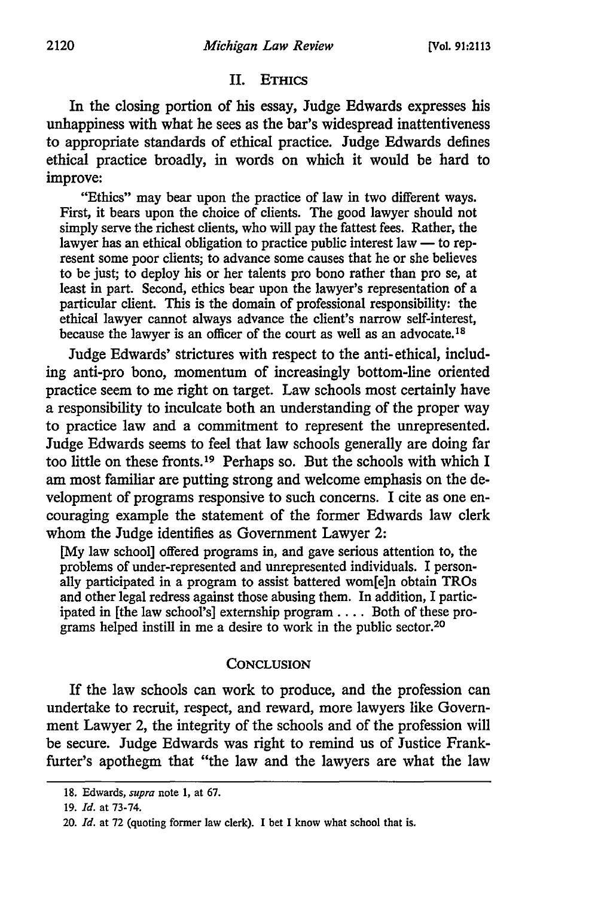## II. ETHICS

In the closing portion of his essay, Judge Edwards expresses his unhappiness with what he sees as the bar's widespread inattentiveness to appropriate standards of ethical practice. Judge Edwards defines ethical practice broadly, in words on which it would be hard to improve:

> "Ethics" may bear upon the practice of law in two different ways. First, it bears upon the choice of clients. The good lawyer should not simply serve the richest clients, who will pay the fattest fees. Rather, the lawyer has an ethical obligation to practice public interest law — to represent some poor clients; to advance some causes that he or she believes to be just; to deploy his or her talents pro bono rather than pro se, at least in part. Second, ethics bear upon the lawyer's representation of a particular client. This is the domain of professional responsibility: the ethical lawyer cannot always advance the client's narrow self-interest, because the lawyer is an officer of the court as well as an advocate.[18]

Judge Edwards' strictures with respect to the anti-ethical, including anti-pro bono, momentum of increasingly bottom-line oriented practice seem to me right on target. Law schools most certainly have a responsibility to inculcate both an understanding of the proper way to practice law and a commitment to represent the unrepresented. Judge Edwards seems to feel that law schools generally are doing far too little on these fronts.[19] Perhaps so. But the schools with which I am most familiar are putting strong and welcome emphasis on the development of programs responsive to such concerns. I cite as one encouraging example the statement of the former Edwards law clerk whom the Judge identifies as Government Lawyer 2:

> [My law school] offered programs in, and gave serious attention to, the problems of under-represented and unrepresented individuals. I personally participated in a program to assist battered wom[e]n obtain TROs and other legal redress against those abusing them. In addition, I participated in [the law school's] externship program .... Both of these programs helped instill in me a desire to work in the public sector.[20]

## CONCLUSION

If the law schools can work to produce, and the profession can undertake to recruit, respect, and reward, more lawyers like Government Lawyer 2, the integrity of the schools and of the profession will be secure. Judge Edwards was right to remind us of Justice Frankfurter's apothegm that "the law and the lawyers are what the law

---

18. Edwards, *supra* note 1, at 67.

19. *Id.* at 73-74.

20. *Id.* at 72 (quoting former law clerk). I bet I know what school that is.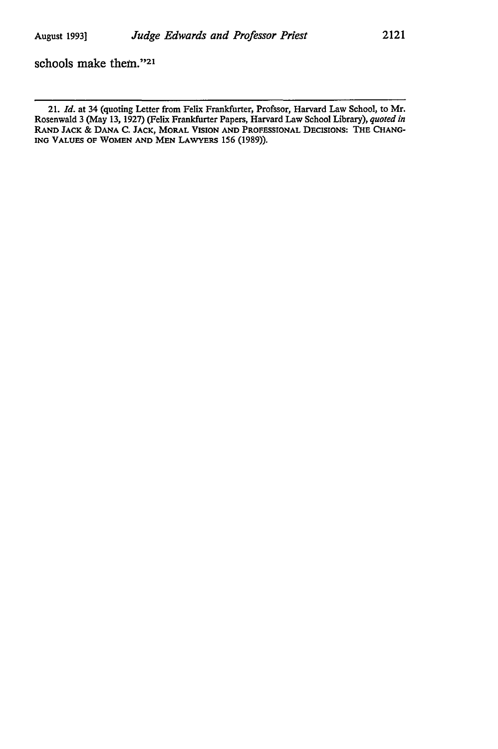schools make them."[21]

---

21. *Id.* at 34 (quoting Letter from Felix Frankfurter, Profssor, Harvard Law School, to Mr. Rosenwald 3 (May 13, 1927) (Felix Frankfurter Papers, Harvard Law School Library), *quoted in* RAND JACK & DANA C. JACK, MORAL VISION AND PROFESSIONAL DECISIONS: THE CHANGING VALUES OF WOMEN AND MEN LAWYERS 156 (1989)).